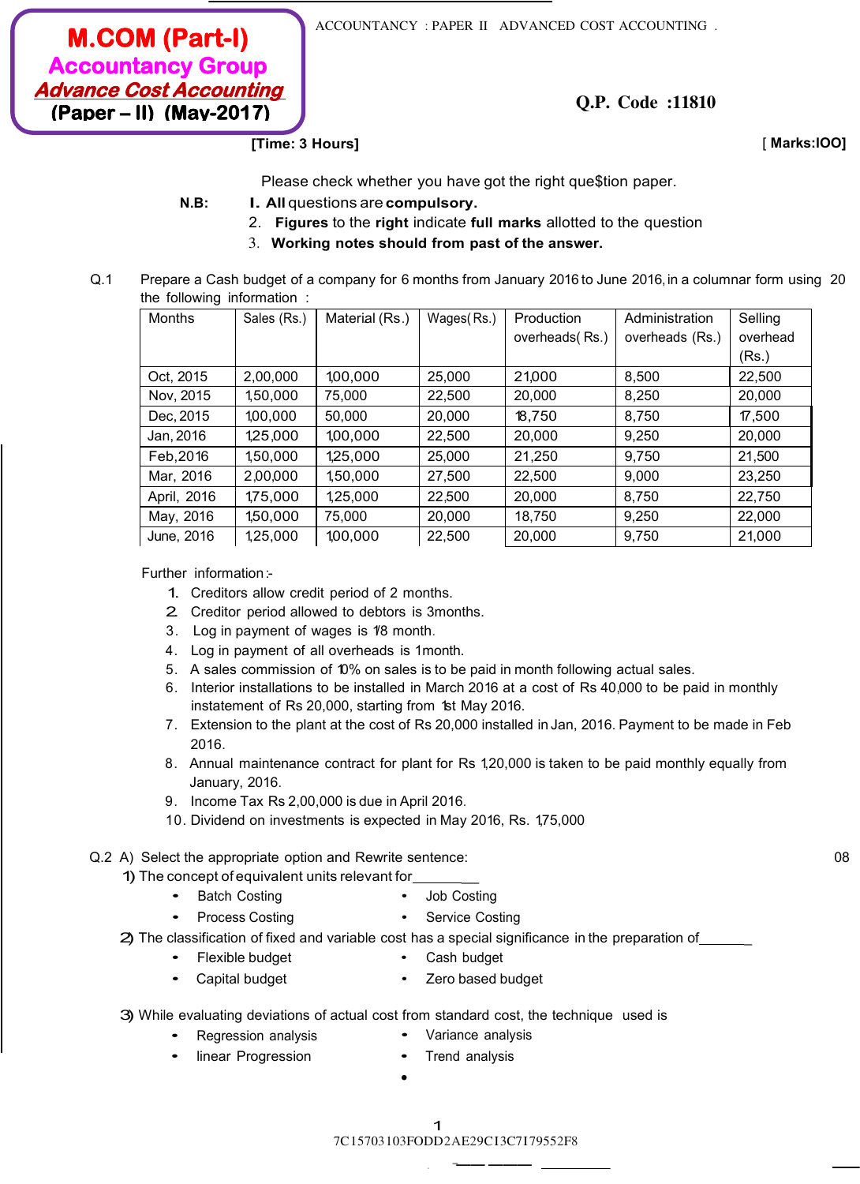**M.COM (Part-I)**
**Accountancy Group**
***Advance Cost Accounting***
**(Paper – II) (May-2017)**

ACCOUNTANCY : PAPER II ADVANCED COST ACCOUNTING .

**Q.P. Code :11810**

**[Time: 3 Hours]** **[ Marks:lOO]**

Please check whether you have got the right que$tion paper.

**N.B:**
1. **All** questions are **compulsory.**
2. **Figures** to the **right** indicate **full marks** allotted to the question
3. **Working notes should from past of the answer.**

Q.1 Prepare a Cash budget of a company for 6 months from January 2016 to June 2016, in a columnar form using the following information : 20

| Months | Sales (Rs.) | Material (Rs.) | Wages(Rs.) | Production overheads(Rs.) | Administration overheads (Rs.) | Selling overhead (Rs.) |
|---|---|---|---|---|---|---|
| Oct, 2015 | 2,00,000 | 1,00,000 | 25,000 | 21,000 | 8,500 | 22,500 |
| Nov, 2015 | 1,50,000 | 75,000 | 22,500 | 20,000 | 8,250 | 20,000 |
| Dec, 2015 | 1,00,000 | 50,000 | 20,000 | 18,750 | 8,750 | 17,500 |
| Jan, 2016 | 1,25,000 | 1,00,000 | 22,500 | 20,000 | 9,250 | 20,000 |
| Feb, 2016 | 1,50,000 | 1,25,000 | 25,000 | 21,250 | 9,750 | 21,500 |
| Mar, 2016 | 2,00,000 | 1,50,000 | 27,500 | 22,500 | 9,000 | 23,250 |
| April, 2016 | 1,75,000 | 1,25,000 | 22,500 | 20,000 | 8,750 | 22,750 |
| May, 2016 | 1,50,000 | 75,000 | 20,000 | 18,750 | 9,250 | 22,000 |
| June, 2016 | 1,25,000 | 1,00,000 | 22,500 | 20,000 | 9,750 | 21,000 |

Further information :-

1. Creditors allow credit period of 2 months.
2. Creditor period allowed to debtors is 3months.
3. Log in payment of wages is 1/8 month.
4. Log in payment of all overheads is 1month.
5. A sales commission of 10% on sales is to be paid in month following actual sales.
6. Interior installations to be installed in March 2016 at a cost of Rs 40,000 to be paid in monthly instatement of Rs 20,000, starting from 1st May 2016.
7. Extension to the plant at the cost of Rs 20,000 installed in Jan, 2016. Payment to be made in Feb 2016.
8. Annual maintenance contract for plant for Rs 1,20,000 is taken to be paid monthly equally from January, 2016.
9. Income Tax Rs 2,00,000 is due in April 2016.
10. Dividend on investments is expected in May 2016, Rs. 1,75,000

Q.2 A) Select the appropriate option and Rewrite sentence: 08

1) The concept of equivalent units relevant for________
   - Batch Costing
   - Job Costing
   - Process Costing
   - Service Costing

2) The classification of fixed and variable cost has a special significance in the preparation of_______
   - Flexible budget
   - Cash budget
   - Capital budget
   - Zero based budget

3) While evaluating deviations of actual cost from standard cost, the technique used is
   - Regression analysis
   - Variance analysis
   - linear Progression
   - Trend analysis

7C15703103FODD2AE29C13C7I79552F8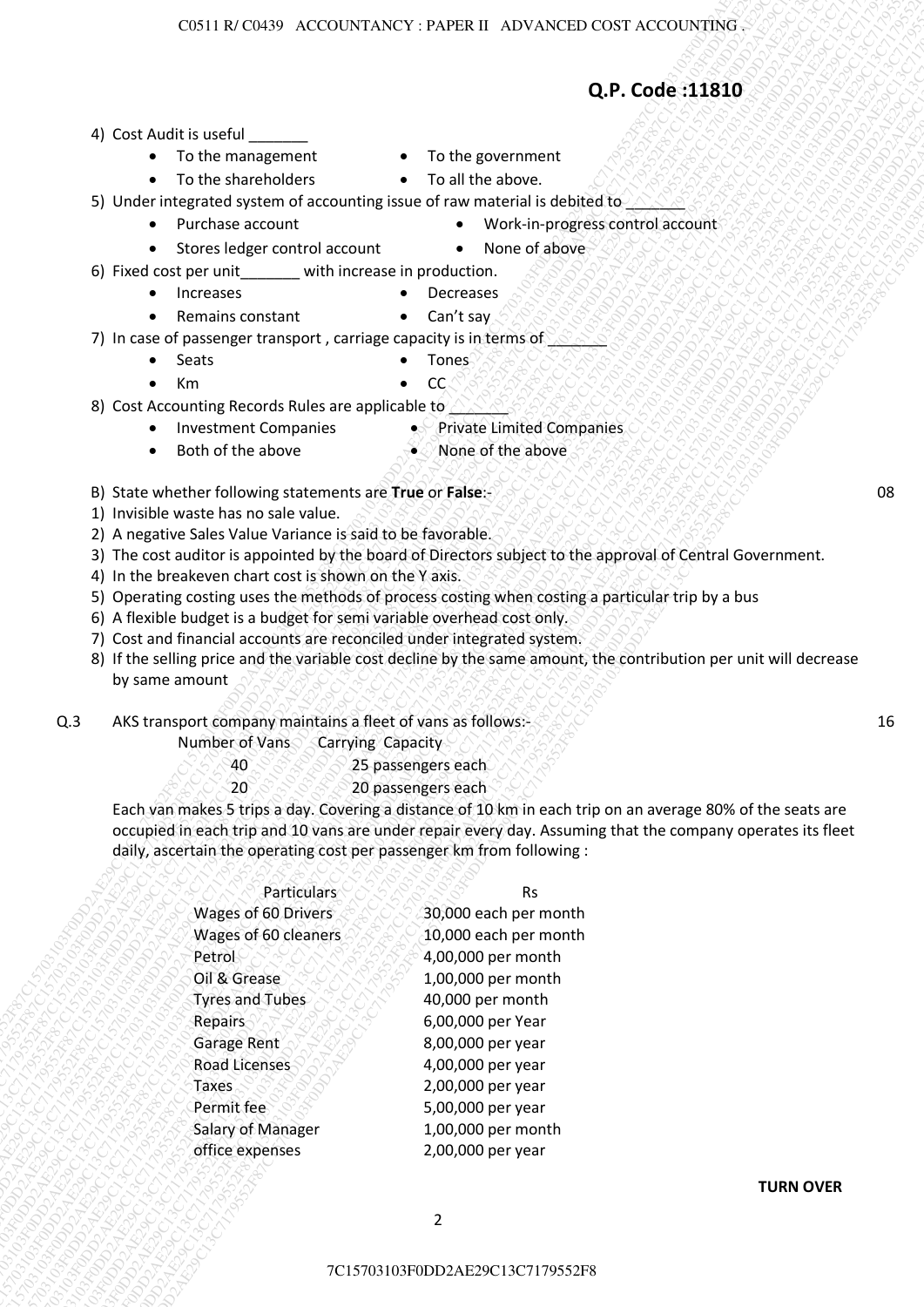**Q.P. Code :11810**

4) Cost Audit is useful _______
   - To the management
   - To the government
   - To the shareholders
   - To all the above.

5) Under integrated system of accounting issue of raw material is debited to _______
   - Purchase account
   - Work-in-progress control account
   - Stores ledger control account
   - None of above

6) Fixed cost per unit_______ with increase in production.
   - Increases
   - Decreases
   - Remains constant
   - Can't say

7) In case of passenger transport , carriage capacity is in terms of _______
   - Seats
   - Tones
   - Km
   - CC

8) Cost Accounting Records Rules are applicable to _______
   - Investment Companies
   - Private Limited Companies
   - Both of the above
   - None of the above

B) State whether following statements are **True** or **False**:- 08

1) Invisible waste has no sale value.
2) A negative Sales Value Variance is said to be favorable.
3) The cost auditor is appointed by the board of Directors subject to the approval of Central Government.
4) In the breakeven chart cost is shown on the Y axis.
5) Operating costing uses the methods of process costing when costing a particular trip by a bus
6) A flexible budget is a budget for semi variable overhead cost only.
7) Cost and financial accounts are reconciled under integrated system.
8) If the selling price and the variable cost decline by the same amount, the contribution per unit will decrease by same amount

Q.3 AKS transport company maintains a fleet of vans as follows:- 16

| Number of Vans | Carrying Capacity |
|---|---|
| 40 | 25 passengers each |
| 20 | 20 passengers each |

Each van makes 5 trips a day. Covering a distance of 10 km in each trip on an average 80% of the seats are occupied in each trip and 10 vans are under repair every day. Assuming that the company operates its fleet daily, ascertain the operating cost per passenger km from following :

| Particulars | Rs |
|---|---|
| Wages of 60 Drivers | 30,000 each per month |
| Wages of 60 cleaners | 10,000 each per month |
| Petrol | 4,00,000 per month |
| Oil & Grease | 1,00,000 per month |
| Tyres and Tubes | 40,000 per month |
| Repairs | 6,00,000 per Year |
| Garage Rent | 8,00,000 per year |
| Road Licenses | 4,00,000 per year |
| Taxes | 2,00,000 per year |
| Permit fee | 5,00,000 per year |
| Salary of Manager | 1,00,000 per month |
| office expenses | 2,00,000 per year |

**TURN OVER**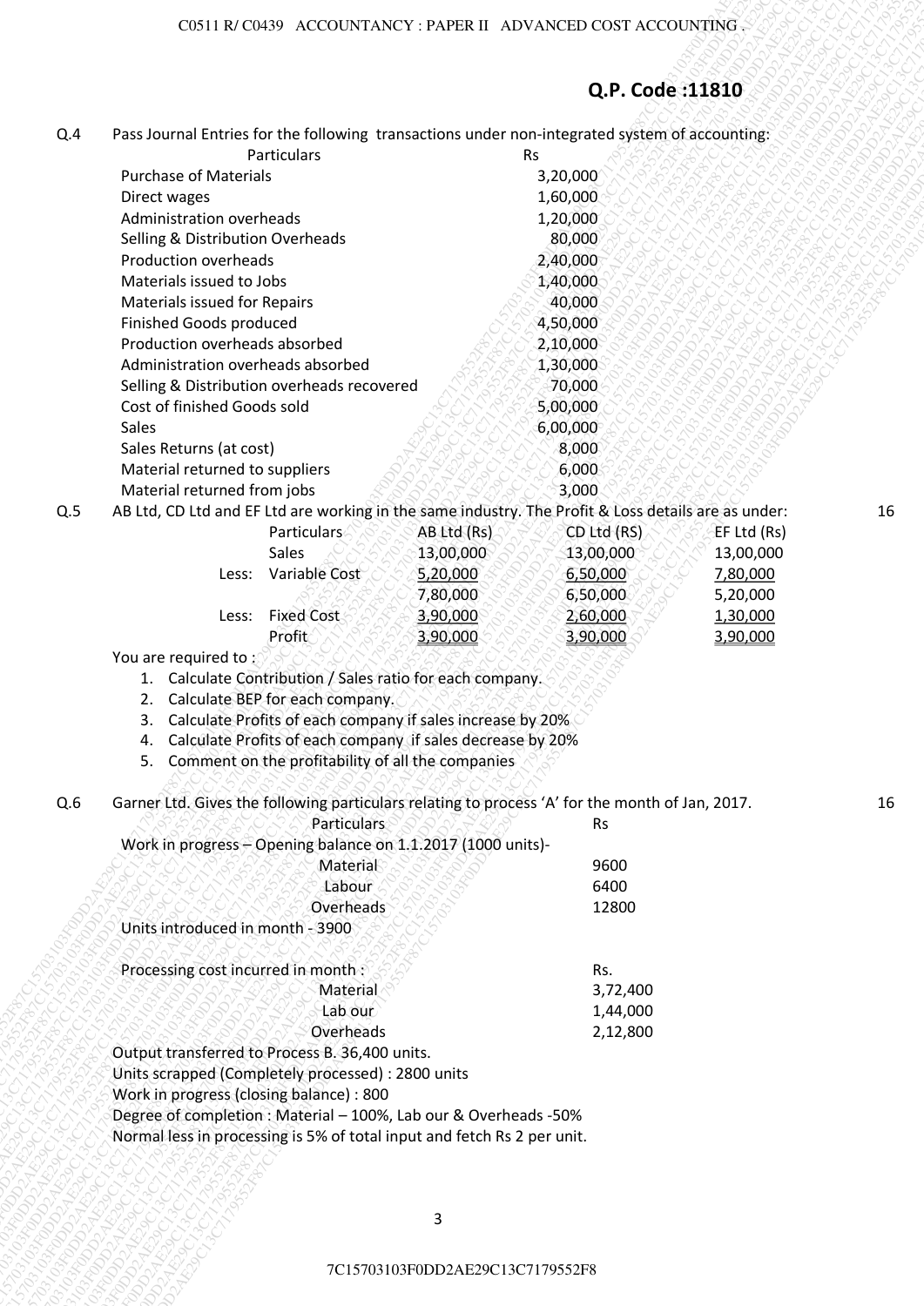## Q.P. Code :11810

**Q.4** Pass Journal Entries for the following transactions under non-integrated system of accounting:

| Particulars | Rs |
|---|---|
| Purchase of Materials | 3,20,000 |
| Direct wages | 1,60,000 |
| Administration overheads | 1,20,000 |
| Selling & Distribution Overheads | 80,000 |
| Production overheads | 2,40,000 |
| Materials issued to Jobs | 1,40,000 |
| Materials issued for Repairs | 40,000 |
| Finished Goods produced | 4,50,000 |
| Production overheads absorbed | 2,10,000 |
| Administration overheads absorbed | 1,30,000 |
| Selling & Distribution overheads recovered | 70,000 |
| Cost of finished Goods sold | 5,00,000 |
| Sales | 6,00,000 |
| Sales Returns (at cost) | 8,000 |
| Material returned to suppliers | 6,000 |
| Material returned from jobs | 3,000 |

**Q.5** AB Ltd, CD Ltd and EF Ltd are working in the same industry. The Profit & Loss details are as under: **16**

| | Particulars | AB Ltd (Rs) | CD Ltd (RS) | EF Ltd (Rs) |
|---|---|---|---|---|
| | Sales | 13,00,000 | 13,00,000 | 13,00,000 |
| Less: | Variable Cost | 5,20,000 | 6,50,000 | 7,80,000 |
| | | 7,80,000 | 6,50,000 | 5,20,000 |
| Less: | Fixed Cost | 3,90,000 | 2,60,000 | 1,30,000 |
| | Profit | 3,90,000 | 3,90,000 | 3,90,000 |

You are required to :

1. Calculate Contribution / Sales ratio for each company.
2. Calculate BEP for each company.
3. Calculate Profits of each company if sales increase by 20%
4. Calculate Profits of each company if sales decrease by 20%
5. Comment on the profitability of all the companies

**Q.6** Garner Ltd. Gives the following particulars relating to process 'A' for the month of Jan, 2017. **16**

| Particulars | Rs |
|---|---|
| Work in progress – Opening balance on 1.1.2017 (1000 units)- | |
| Material | 9600 |
| Labour | 6400 |
| Overheads | 12800 |
| Units introduced in month - 3900 | |
| | |
| Processing cost incurred in month : | Rs. |
| Material | 3,72,400 |
| Lab our | 1,44,000 |
| Overheads | 2,12,800 |

Output transferred to Process B. 36,400 units.
Units scrapped (Completely processed) : 2800 units
Work in progress (closing balance) : 800
Degree of completion : Material – 100%, Lab our & Overheads -50%
Normal less in processing is 5% of total input and fetch Rs 2 per unit.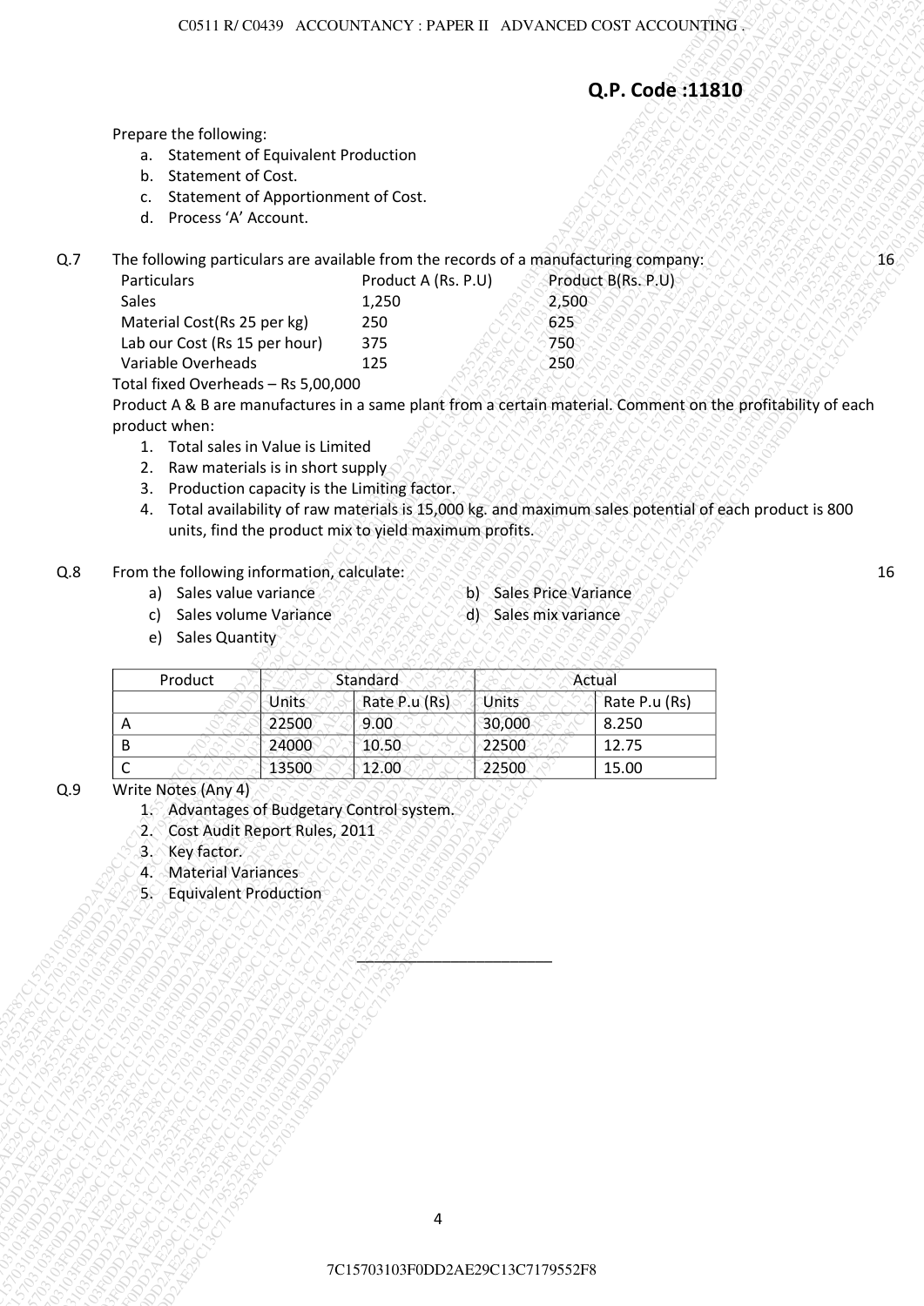Q.P. Code :11810

Prepare the following:

a. Statement of Equivalent Production
b. Statement of Cost.
c. Statement of Apportionment of Cost.
d. Process 'A' Account.

Q.7 The following particulars are available from the records of a manufacturing company: 16

| Particulars | Product A (Rs. P.U) | Product B(Rs. P.U) |
|---|---|---|
| Sales | 1,250 | 2,500 |
| Material Cost(Rs 25 per kg) | 250 | 625 |
| Lab our Cost (Rs 15 per hour) | 375 | 750 |
| Variable Overheads | 125 | 250 |

Total fixed Overheads – Rs 5,00,000

Product A & B are manufactures in a same plant from a certain material. Comment on the profitability of each product when:

1. Total sales in Value is Limited
2. Raw materials is in short supply
3. Production capacity is the Limiting factor.
4. Total availability of raw materials is 15,000 kg. and maximum sales potential of each product is 800 units, find the product mix to yield maximum profits.

Q.8 From the following information, calculate: 16

a) Sales value variance
b) Sales Price Variance
c) Sales volume Variance
d) Sales mix variance
e) Sales Quantity

| Product | Standard | | Actual | |
|---|---|---|---|---|
| | Units | Rate P.u (Rs) | Units | Rate P.u (Rs) |
| A | 22500 | 9.00 | 30,000 | 8.250 |
| B | 24000 | 10.50 | 22500 | 12.75 |
| C | 13500 | 12.00 | 22500 | 15.00 |

Q.9 Write Notes (Any 4)

1. Advantages of Budgetary Control system.
2. Cost Audit Report Rules, 2011
3. Key factor.
4. Material Variances
5. Equivalent Production

\_\_\_\_\_\_\_\_\_\_\_\_\_\_\_\_\_\_\_\_\_\_\_\_